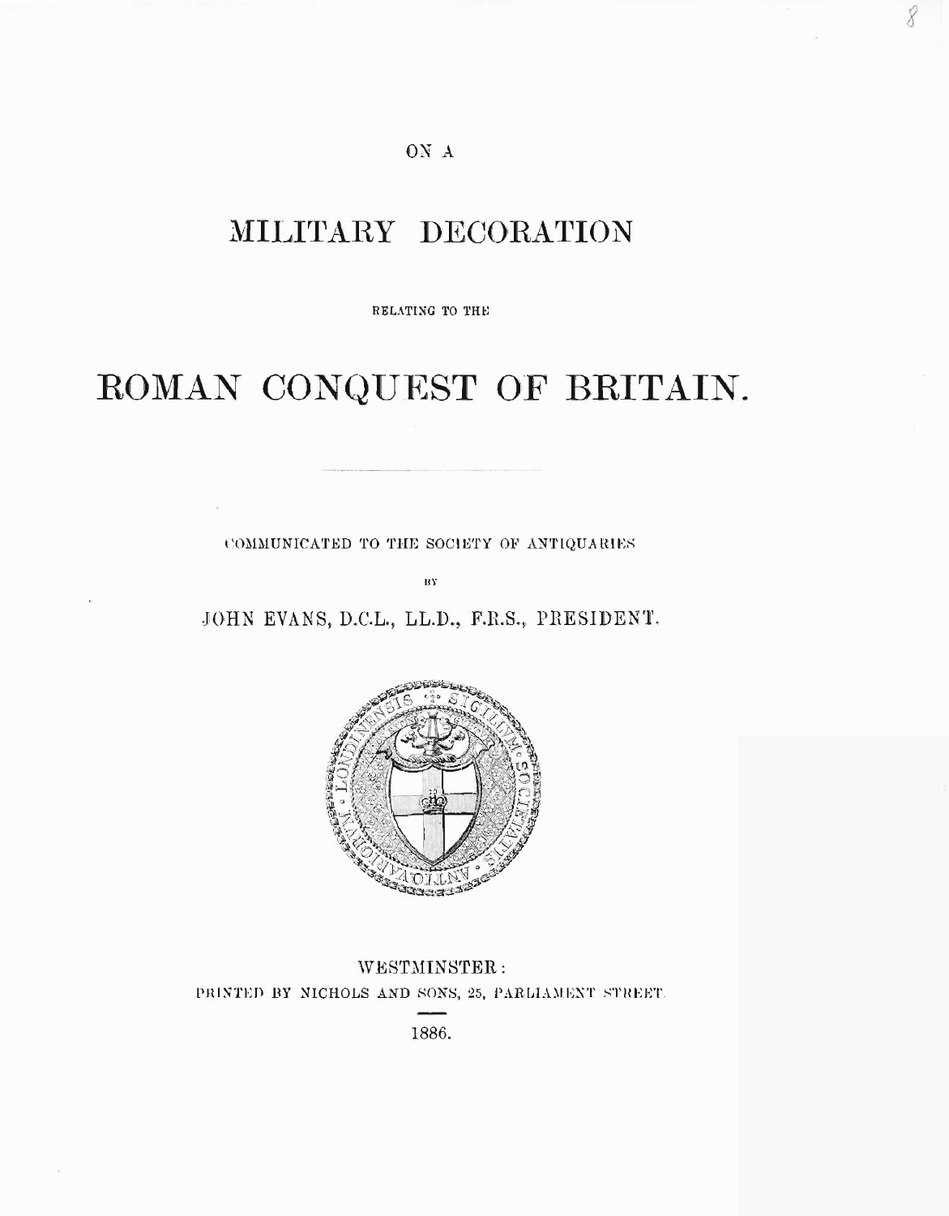ON A

# MILITARY DECORATION

RELATING TO THE

# ROMAN CONQUEST OF BRITAIN.

COMMUNICATED TO THE SOCIETY OF ANTIQUARIES

BY

JOHN EVANS, D.C.L., LL.D., F.R.S., PRESIDENT.

WESTMINSTER:
PRINTED BY NICHOLS AND SONS, 25, PARLIAMENT STREET.

1886.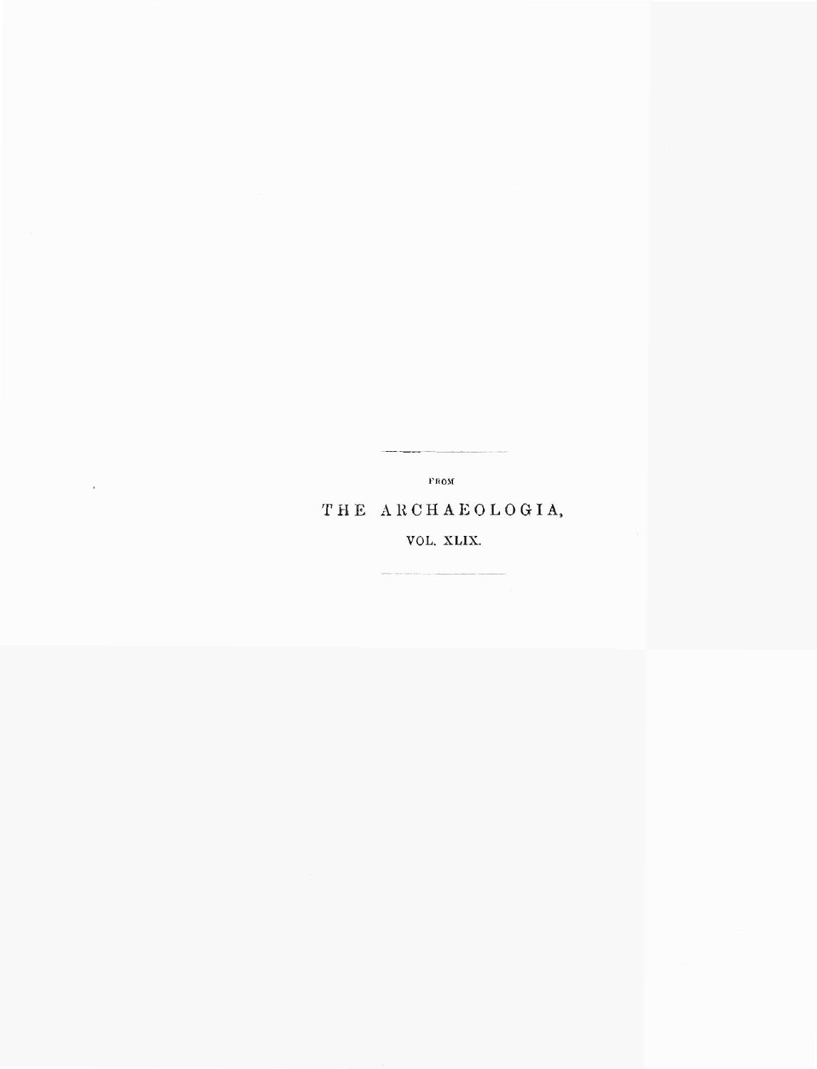FROM

THE ARCHAEOLOGIA,

VOL. XLIX.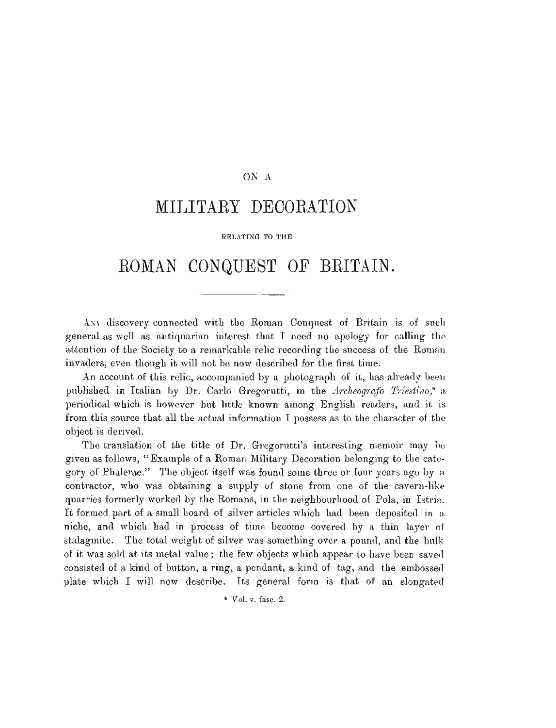ON A

# MILITARY DECORATION

RELATING TO THE

# ROMAN CONQUEST OF BRITAIN.

---

ANY discovery connected with the Roman Conquest of Britain is of such general as well as antiquarian interest that I need no apology for calling the attention of the Society to a remarkable relic recording the success of the Roman invaders, even though it will not be now described for the first time.

An account of this relic, accompanied by a photograph of it, has already been published in Italian by Dr. Carlo Gregorutti, in the *Archeografo Triestino*,[a] a periodical which is however but little known among English readers, and it is from this source that all the actual information I possess as to the character of the object is derived.

The translation of the title of Dr. Gregorutti's interesting memoir may be given as follows, "Example of a Roman Military Decoration belonging to the category of Phalerae." The object itself was found some three or four years ago by a contractor, who was obtaining a supply of stone from one of the cavern-like quarries formerly worked by the Romans, in the neighbourhood of Pola, in Istria. It formed part of a small hoard of silver articles which had been deposited in a niche, and which had in process of time become covered by a thin layer of stalagmite. The total weight of silver was something over a pound, and the bulk of it was sold at its metal value; the few objects which appear to have been saved consisted of a kind of button, a ring, a pendant, a kind of tag, and the embossed plate which I will now describe. Its general form is that of an elongated

[a] Vol. v. fasc. 2.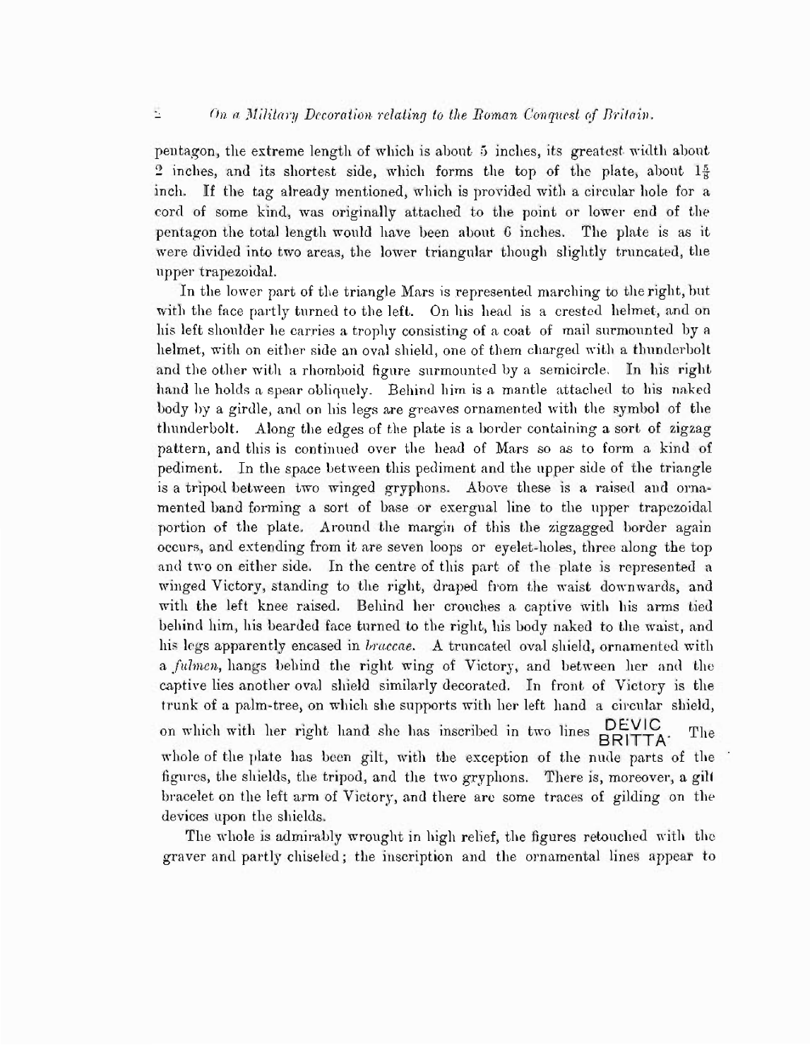pentagon, the extreme length of which is about 5 inches, its greatest width about 2 inches, and its shortest side, which forms the top of the plate, about $1\frac{5}{8}$ inch. If the tag already mentioned, which is provided with a circular hole for a cord of some kind, was originally attached to the point or lower end of the pentagon the total length would have been about 6 inches. The plate is as it were divided into two areas, the lower triangular though slightly truncated, the upper trapezoidal.

In the lower part of the triangle Mars is represented marching to the right, but with the face partly turned to the left. On his head is a crested helmet, and on his left shoulder he carries a trophy consisting of a coat of mail surmounted by a helmet, with on either side an oval shield, one of them charged with a thunderbolt and the other with a rhomboid figure surmounted by a semicircle. In his right hand he holds a spear obliquely. Behind him is a mantle attached to his naked body by a girdle, and on his legs are greaves ornamented with the symbol of the thunderbolt. Along the edges of the plate is a border containing a sort of zigzag pattern, and this is continued over the head of Mars so as to form a kind of pediment. In the space between this pediment and the upper side of the triangle is a tripod between two winged gryphons. Above these is a raised and ornamented band forming a sort of base or exergual line to the upper trapezoidal portion of the plate. Around the margin of this the zigzagged border again occurs, and extending from it are seven loops or eyelet-holes, three along the top and two on either side. In the centre of this part of the plate is represented a winged Victory, standing to the right, draped from the waist downwards, and with the left knee raised. Behind her crouches a captive with his arms tied behind him, his bearded face turned to the right, his body naked to the waist, and his legs apparently encased in *braccae*. A truncated oval shield, ornamented with a *fulmen*, hangs behind the right wing of Victory, and between her and the captive lies another oval shield similarly decorated. In front of Victory is the trunk of a palm-tree, on which she supports with her left hand a circular shield, on which with her right hand she has inscribed in two lines DEVIC / BRITTA. The whole of the plate has been gilt, with the exception of the nude parts of the figures, the shields, the tripod, and the two gryphons. There is, moreover, a gilt bracelet on the left arm of Victory, and there are some traces of gilding on the devices upon the shields.

The whole is admirably wrought in high relief, the figures retouched with the graver and partly chiseled; the inscription and the ornamental lines appear to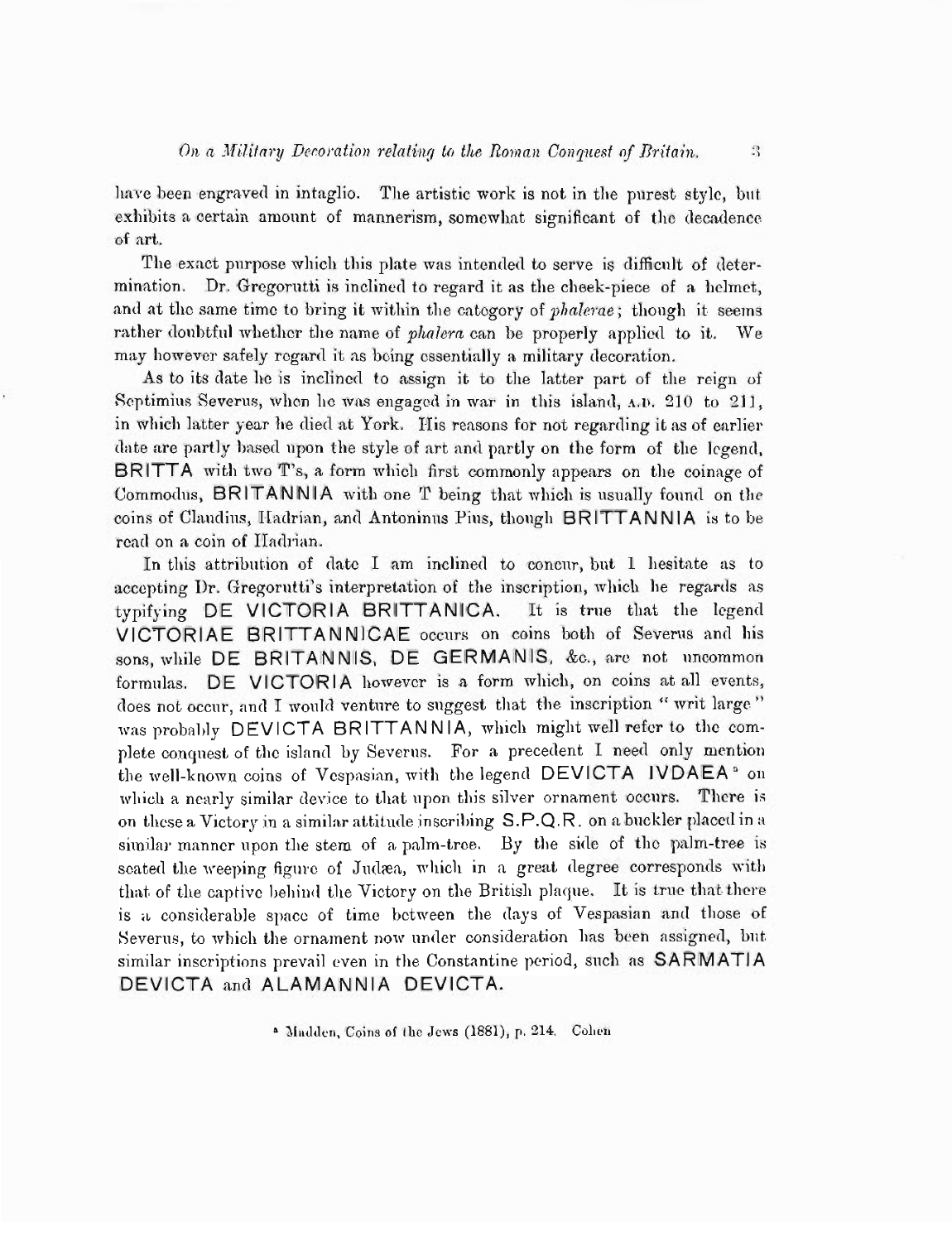have been engraved in intaglio. The artistic work is not in the purest style, but exhibits a certain amount of mannerism, somewhat significant of the decadence of art.

The exact purpose which this plate was intended to serve is difficult of determination. Dr. Gregorutti is inclined to regard it as the cheek-piece of a helmet, and at the same time to bring it within the category of *phalerae*; though it seems rather doubtful whether the name of *phalera* can be properly applied to it. We may however safely regard it as being essentially a military decoration.

As to its date he is inclined to assign it to the latter part of the reign of Septimius Severus, when he was engaged in war in this island, A.D. 210 to 211, in which latter year he died at York. His reasons for not regarding it as of earlier date are partly based upon the style of art and partly on the form of the legend, BRITTA with two T's, a form which first commonly appears on the coinage of Commodus, BRITANNIA with one T being that which is usually found on the coins of Claudius, Hadrian, and Antoninus Pius, though BRITTANNIA is to be read on a coin of Hadrian.

In this attribution of date I am inclined to concur, but I hesitate as to accepting Dr. Gregorutti's interpretation of the inscription, which he regards as typifying DE VICTORIA BRITTANICA. It is true that the legend VICTORIAE BRITTANNICAE occurs on coins both of Severus and his sons, while DE BRITANNIS, DE GERMANIS, &c., are not uncommon formulas. DE VICTORIA however is a form which, on coins at all events, does not occur, and I would venture to suggest that the inscription "writ large" was probably DEVICTA BRITTANNIA, which might well refer to the complete conquest of the island by Severus. For a precedent I need only mention the well-known coins of Vespasian, with the legend DEVICTA IVDAEA [a] on which a nearly similar device to that upon this silver ornament occurs. There is on these a Victory in a similar attitude inscribing S.P.Q.R. on a buckler placed in a similar manner upon the stem of a palm-tree. By the side of the palm-tree is seated the weeping figure of Judæa, which in a great degree corresponds with that of the captive behind the Victory on the British plaque. It is true that there is a considerable space of time between the days of Vespasian and those of Severus, to which the ornament now under consideration has been assigned, but similar inscriptions prevail even in the Constantine period, such as SARMATIA DEVICTA and ALAMANNIA DEVICTA.

[a] Madden, Coins of the Jews (1881), p. 214. Cohen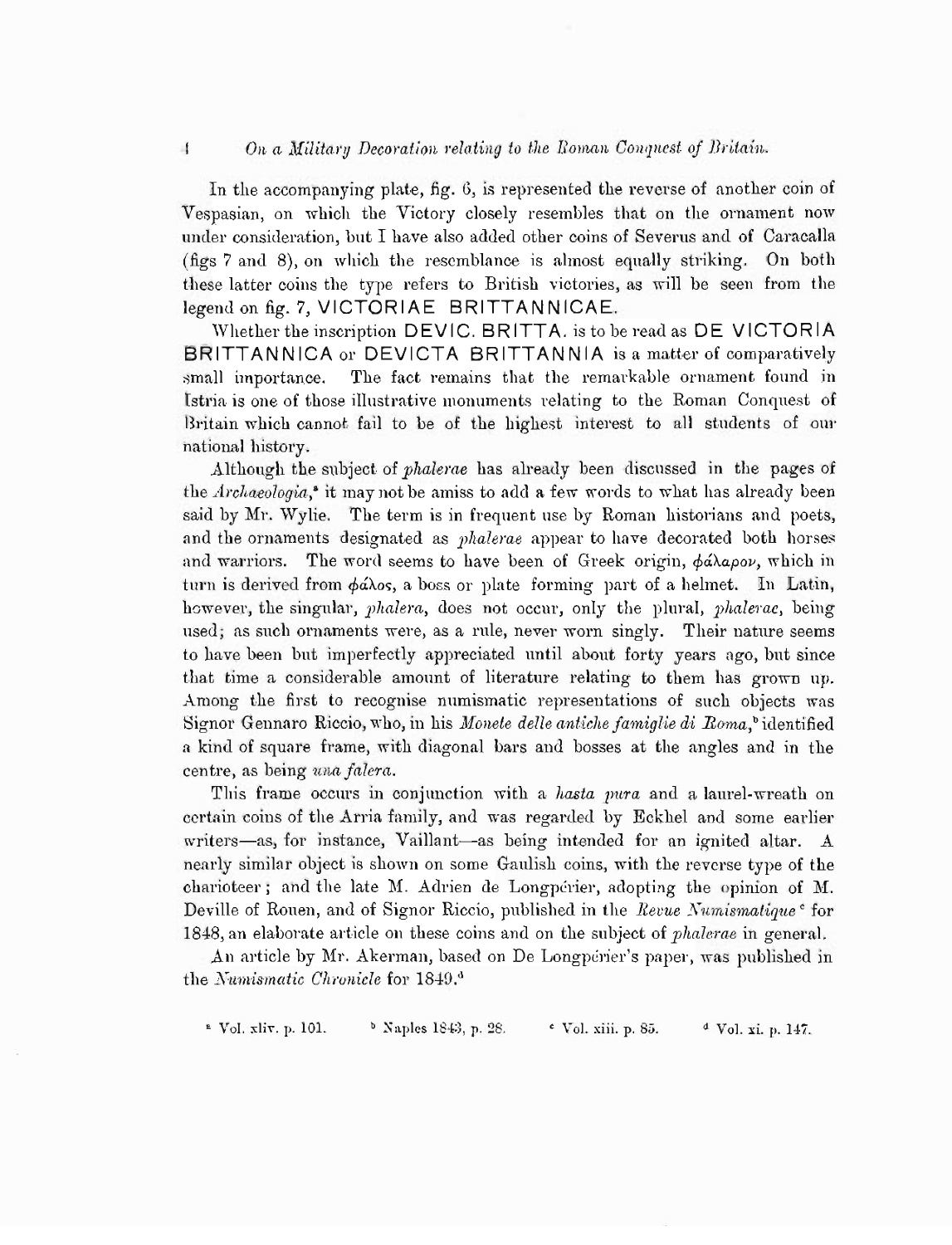In the accompanying plate, fig. 6, is represented the reverse of another coin of Vespasian, on which the Victory closely resembles that on the ornament now under consideration, but I have also added other coins of Severus and of Caracalla (figs 7 and 8), on which the resemblance is almost equally striking. On both these latter coins the type refers to British victories, as will be seen from the legend on fig. 7, VICTORIAE BRITTANNICAE.

Whether the inscription DEVIC. BRITTA. is to be read as DE VICTORIA BRITTANNICA or DEVICTA BRITTANNIA is a matter of comparatively small importance. The fact remains that the remarkable ornament found in Istria is one of those illustrative monuments relating to the Roman Conquest of Britain which cannot fail to be of the highest interest to all students of our national history.

Although the subject of *phalerae* has already been discussed in the pages of the *Archaeologia*,[a] it may not be amiss to add a few words to what has already been said by Mr. Wylie. The term is in frequent use by Roman historians and poets, and the ornaments designated as *phalerae* appear to have decorated both horses and warriors. The word seems to have been of Greek origin, φάλαρον, which in turn is derived from φάλος, a boss or plate forming part of a helmet. In Latin, however, the singular, *phalera*, does not occur, only the plural, *phalerae*, being used; as such ornaments were, as a rule, never worn singly. Their nature seems to have been but imperfectly appreciated until about forty years ago, but since that time a considerable amount of literature relating to them has grown up. Among the first to recognise numismatic representations of such objects was Signor Gennaro Riccio, who, in his *Monete delle antiche famiglie di Roma*,[b] identified a kind of square frame, with diagonal bars and bosses at the angles and in the centre, as being *una falera*.

This frame occurs in conjunction with a *hasta pura* and a laurel-wreath on certain coins of the Arria family, and was regarded by Eckhel and some earlier writers—as, for instance, Vaillant—as being intended for an ignited altar. A nearly similar object is shown on some Gaulish coins, with the reverse type of the charioteer; and the late M. Adrien de Longpérier, adopting the opinion of M. Deville of Rouen, and of Signor Riccio, published in the *Revue Numismatique*[c] for 1848, an elaborate article on these coins and on the subject of *phalerae* in general.

An article by Mr. Akerman, based on De Longpérier's paper, was published in the *Numismatic Chronicle* for 1849.[d]

[a] Vol. xliv. p. 101. [b] Naples 1843, p. 28. [c] Vol. xiii. p. 85. [d] Vol. xi. p. 147.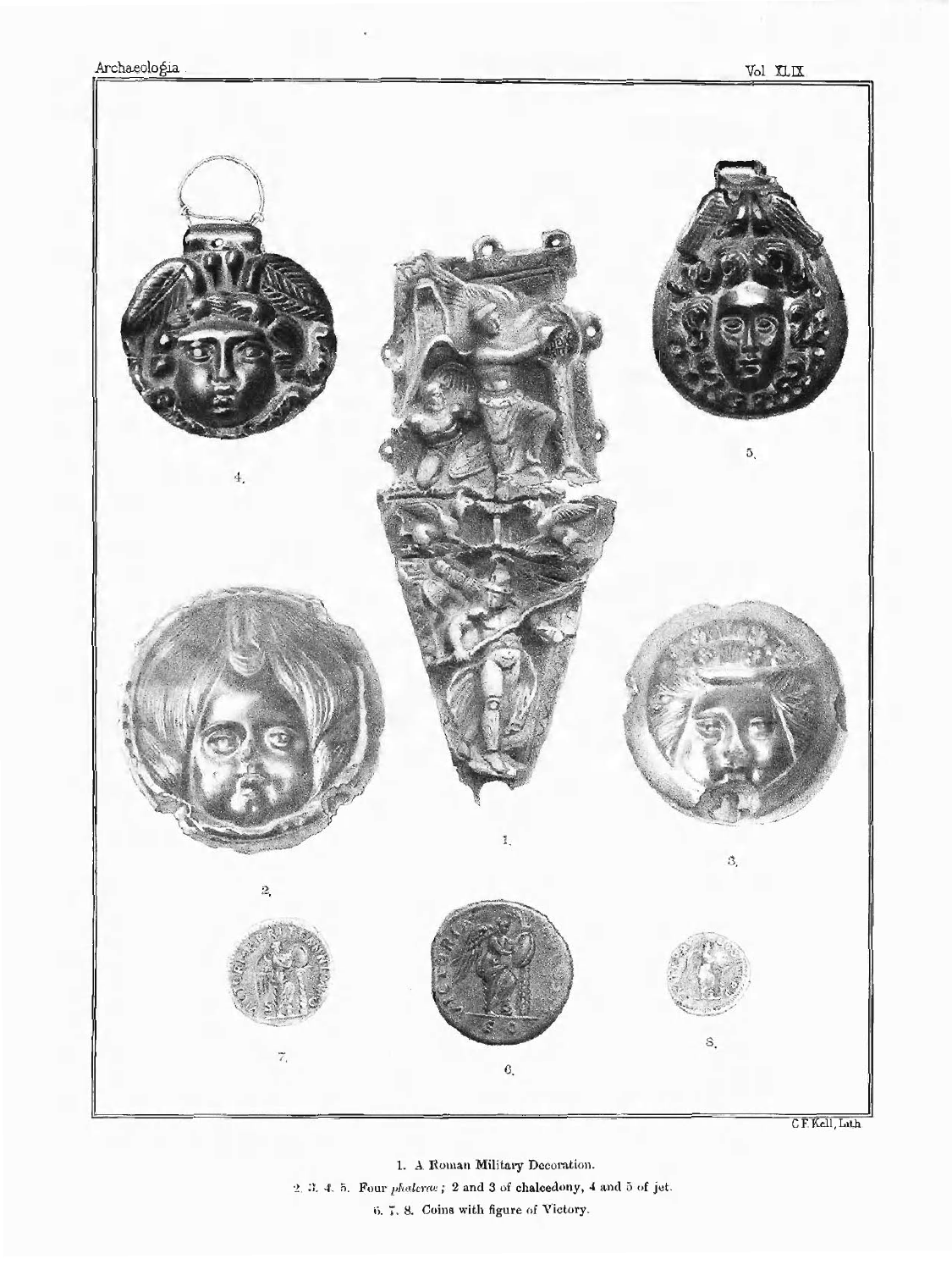1. A Roman Military Decoration.

2. 3. 4. 5. Four *phalerae*; 2 and 3 of chalcedony, 4 and 5 of jet.

6. 7. 8. Coins with figure of Victory.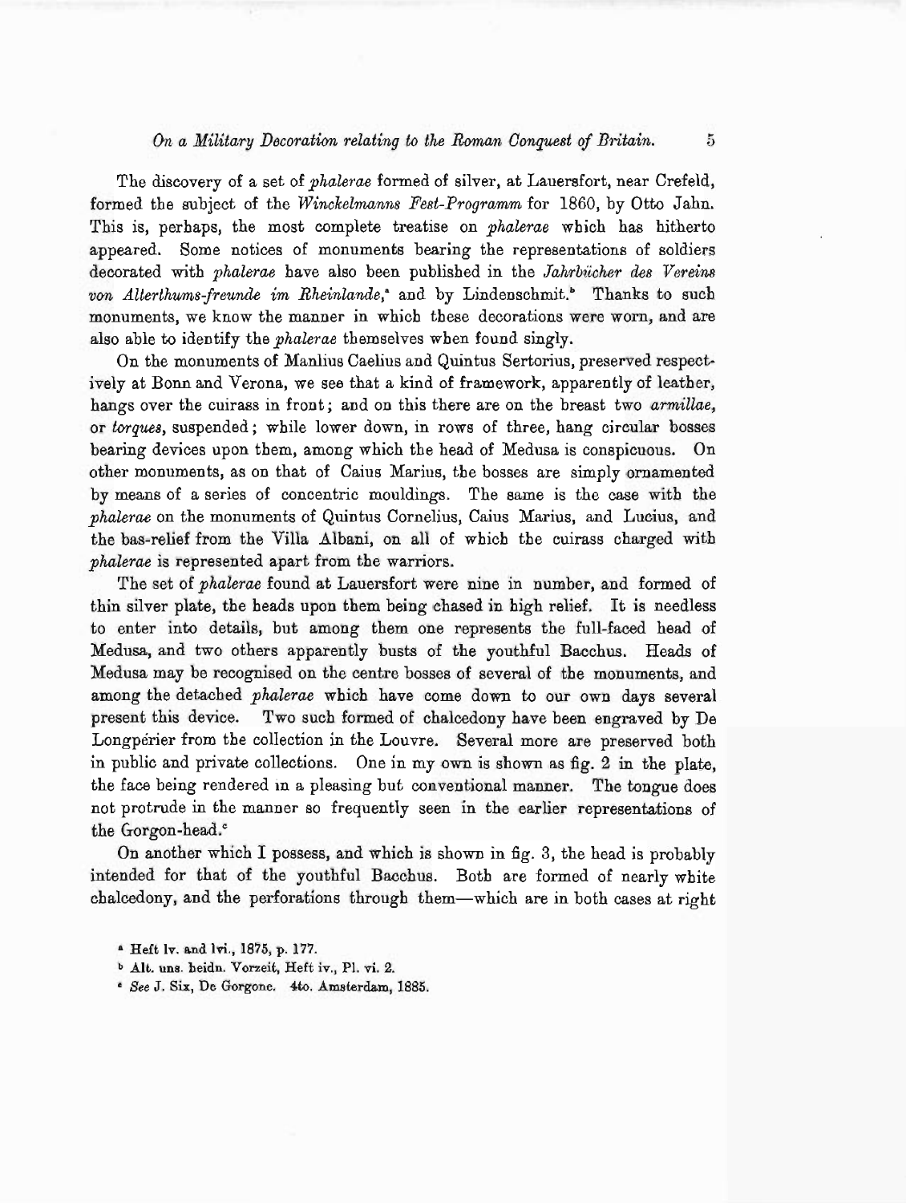The discovery of a set of *phalerae* formed of silver, at Lauersfort, near Crefeld, formed the subject of the *Winckelmanns Fest-Programm* for 1860, by Otto Jahn. This is, perhaps, the most complete treatise on *phalerae* which has hitherto appeared. Some notices of monuments bearing the representations of soldiers decorated with *phalerae* have also been published in the *Jahrbücher des Vereins von Alterthums-freunde im Rheinlande*,[a] and by Lindenschmit.[b] Thanks to such monuments, we know the manner in which these decorations were worn, and are also able to identify the *phalerae* themselves when found singly.

On the monuments of Manlius Caelius and Quintus Sertorius, preserved respectively at Bonn and Verona, we see that a kind of framework, apparently of leather, hangs over the cuirass in front; and on this there are on the breast two *armillae*, or *torques*, suspended; while lower down, in rows of three, hang circular bosses bearing devices upon them, among which the head of Medusa is conspicuous. On other monuments, as on that of Caius Marius, the bosses are simply ornamented by means of a series of concentric mouldings. The same is the case with the *phalerae* on the monuments of Quintus Cornelius, Caius Marius, and Lucius, and the bas-relief from the Villa Albani, on all of which the cuirass charged with *phalerae* is represented apart from the warriors.

The set of *phalerae* found at Lauersfort were nine in number, and formed of thin silver plate, the heads upon them being chased in high relief. It is needless to enter into details, but among them one represents the full-faced head of Medusa, and two others apparently busts of the youthful Bacchus. Heads of Medusa may be recognised on the centre bosses of several of the monuments, and among the detached *phalerae* which have come down to our own days several present this device. Two such formed of chalcedony have been engraved by De Longpérier from the collection in the Louvre. Several more are preserved both in public and private collections. One in my own is shown as fig. 2 in the plate, the face being rendered in a pleasing but conventional manner. The tongue does not protrude in the manner so frequently seen in the earlier representations of the Gorgon-head.[c]

On another which I possess, and which is shown in fig. 3, the head is probably intended for that of the youthful Bacchus. Both are formed of nearly white chalcedony, and the perforations through them—which are in both cases at right

[a] Heft lv. and lvi., 1875, p. 177.

[b] Alt. uns. heidn. Vorzeit, Heft iv., Pl. vi. 2.

[c] *See* J. Six, De Gorgone. 4to. Amsterdam, 1885.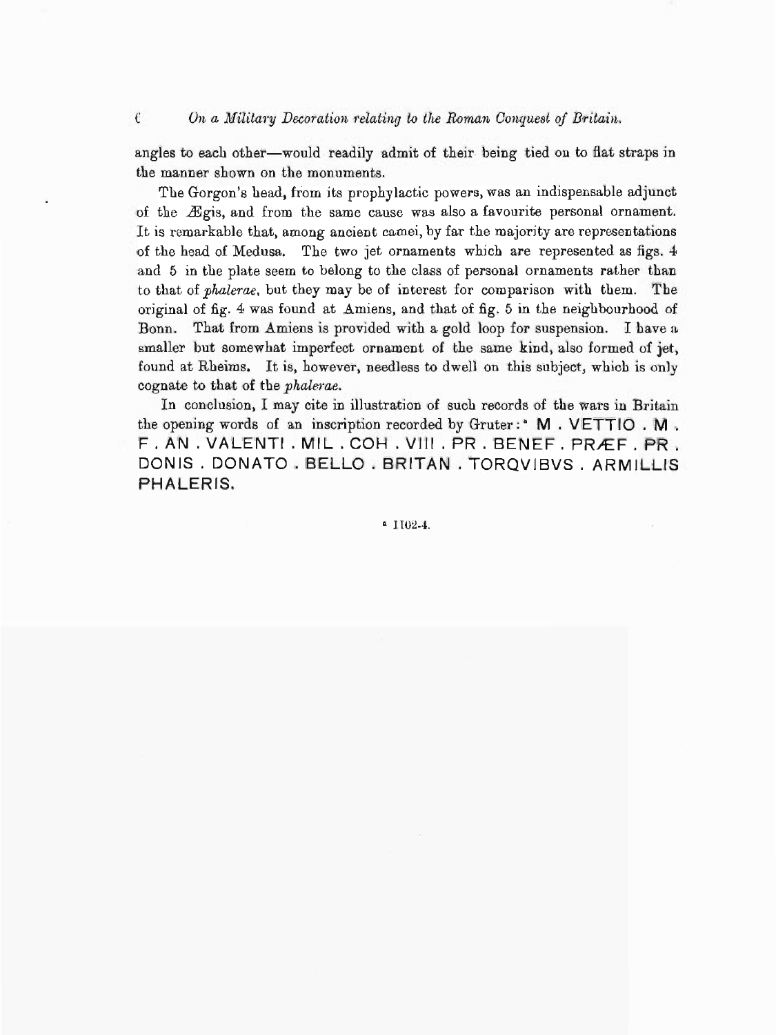angles to each other—would readily admit of their being tied on to flat straps in the manner shown on the monuments.

The Gorgon's head, from its prophylactic powers, was an indispensable adjunct of the Ægis, and from the same cause was also a favourite personal ornament. It is remarkable that, among ancient camei, by far the majority are representations of the head of Medusa. The two jet ornaments which are represented as figs. 4 and 5 in the plate seem to belong to the class of personal ornaments rather than to that of *phalerae*, but they may be of interest for comparison with them. The original of fig. 4 was found at Amiens, and that of fig. 5 in the neighbourhood of Bonn. That from Amiens is provided with a gold loop for suspension. I have a smaller but somewhat imperfect ornament of the same kind, also formed of jet, found at Rheims. It is, however, needless to dwell on this subject, which is only cognate to that of the *phalerae*.

In conclusion, I may cite in illustration of such records of the wars in Britain the opening words of an inscription recorded by Gruter:[a] M . VETTIO . M . F . AN . VALENTI . MIL . COH . VIII . PR . BENEF . PRÆF . PR . DONIS . DONATO . BELLO . BRITAN . TORQVIBVS . ARMILLIS PHALERIS.

[a] 1102-4.